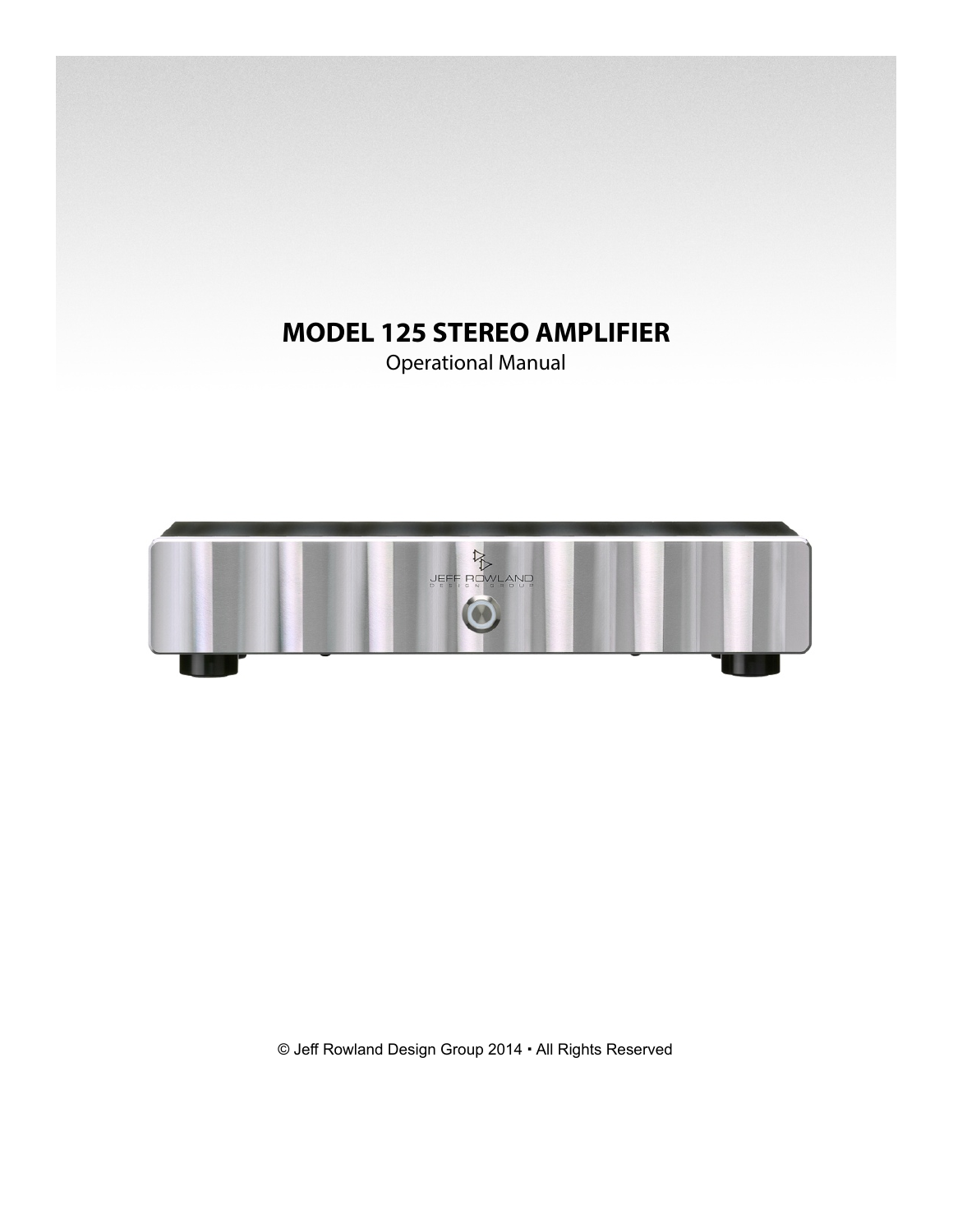# MODEL 125 STEREO AMPLIFIER

Operational Manual

© Jeff Rowland Design Group 2014 • All Rights Reserved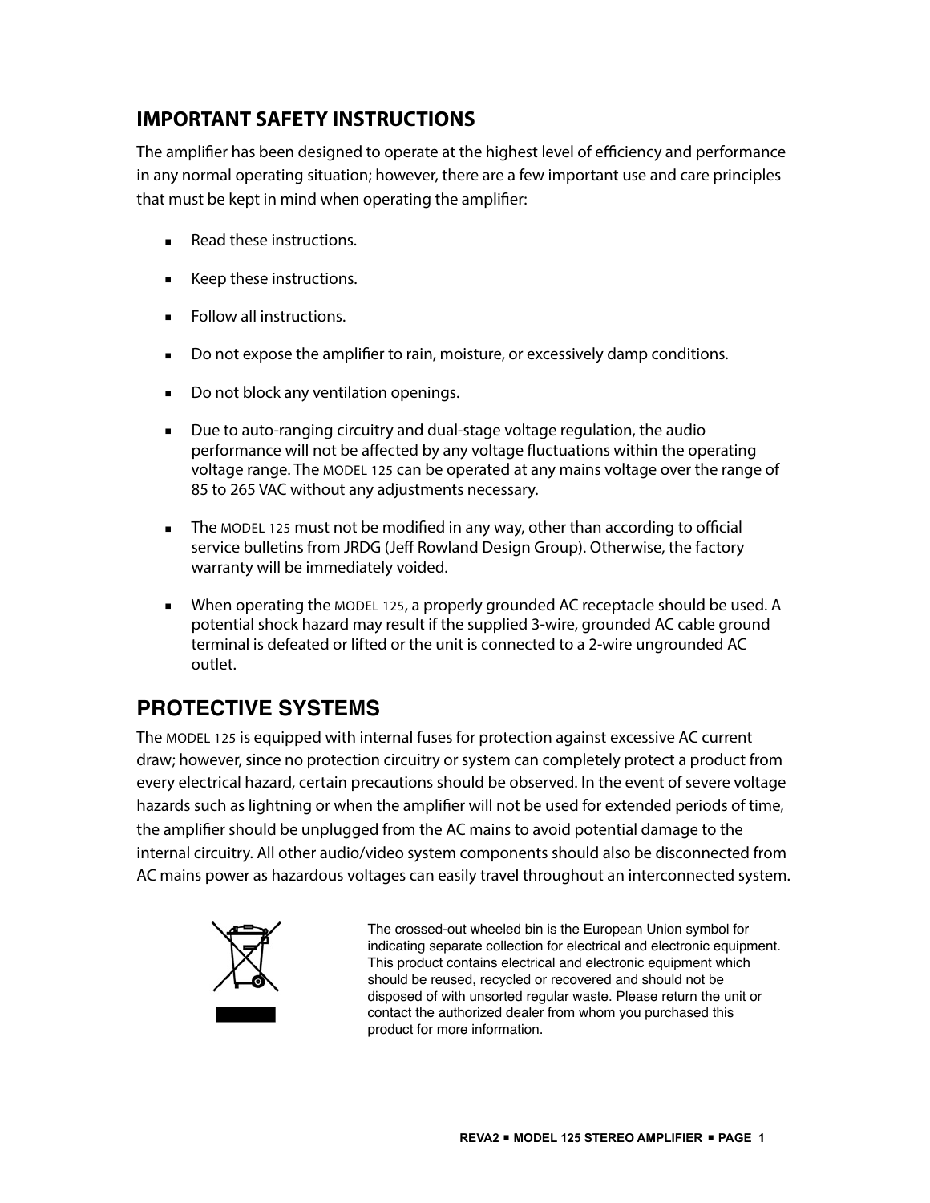## IMPORTANT SAFETY INSTRUCTIONS

The amplifier has been designed to operate at the highest level of efficiency and performance in any normal operating situation; however, there are a few important use and care principles that must be kept in mind when operating the amplifier:

- Read these instructions.
- Keep these instructions.
- Follow all instructions.
- Do not expose the amplifier to rain, moisture, or excessively damp conditions.
- Do not block any ventilation openings.
- Due to auto-ranging circuitry and dual-stage voltage regulation, the audio performance will not be affected by any voltage fluctuations within the operating voltage range. The MODEL 125 can be operated at any mains voltage over the range of 85 to 265 VAC without any adjustments necessary.
- The MODEL 125 must not be modified in any way, other than according to official service bulletins from JRDG (Jeff Rowland Design Group). Otherwise, the factory warranty will be immediately voided.
- When operating the MODEL 125, a properly grounded AC receptacle should be used. A potential shock hazard may result if the supplied 3-wire, grounded AC cable ground terminal is defeated or lifted or the unit is connected to a 2-wire ungrounded AC outlet.

## PROTECTIVE SYSTEMS

The MODEL 125 is equipped with internal fuses for protection against excessive AC current draw; however, since no protection circuitry or system can completely protect a product from every electrical hazard, certain precautions should be observed. In the event of severe voltage hazards such as lightning or when the amplifier will not be used for extended periods of time, the amplifier should be unplugged from the AC mains to avoid potential damage to the internal circuitry. All other audio/video system components should also be disconnected from AC mains power as hazardous voltages can easily travel throughout an interconnected system.

The crossed-out wheeled bin is the European Union symbol for indicating separate collection for electrical and electronic equipment. This product contains electrical and electronic equipment which should be reused, recycled or recovered and should not be disposed of with unsorted regular waste. Please return the unit or contact the authorized dealer from whom you purchased this product for more information.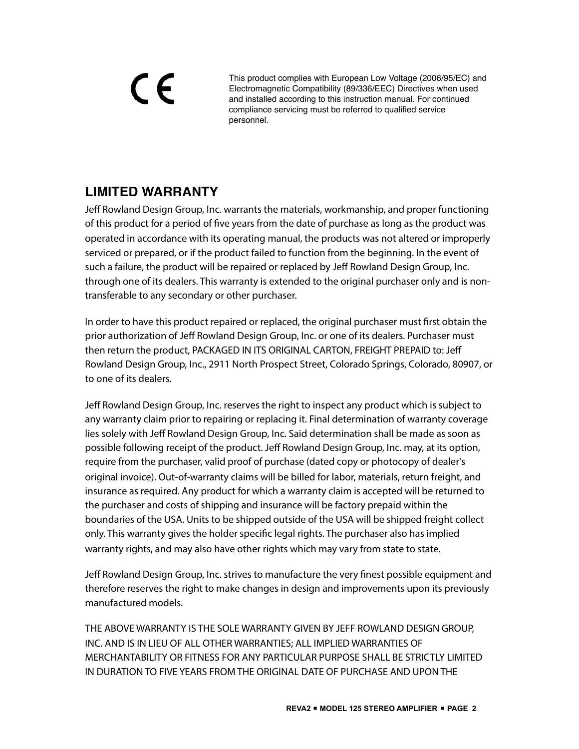CE

This product complies with European Low Voltage (2006/95/EC) and Electromagnetic Compatibility (89/336/EEC) Directives when used and installed according to this instruction manual. For continued compliance servicing must be referred to qualified service personnel.

## LIMITED WARRANTY

Jeff Rowland Design Group, Inc. warrants the materials, workmanship, and proper functioning of this product for a period of five years from the date of purchase as long as the product was operated in accordance with its operating manual, the products was not altered or improperly serviced or prepared, or if the product failed to function from the beginning. In the event of such a failure, the product will be repaired or replaced by Jeff Rowland Design Group, Inc. through one of its dealers. This warranty is extended to the original purchaser only and is non-transferable to any secondary or other purchaser.

In order to have this product repaired or replaced, the original purchaser must first obtain the prior authorization of Jeff Rowland Design Group, Inc. or one of its dealers. Purchaser must then return the product, PACKAGED IN ITS ORIGINAL CARTON, FREIGHT PREPAID to: Jeff Rowland Design Group, Inc., 2911 North Prospect Street, Colorado Springs, Colorado, 80907, or to one of its dealers.

Jeff Rowland Design Group, Inc. reserves the right to inspect any product which is subject to any warranty claim prior to repairing or replacing it. Final determination of warranty coverage lies solely with Jeff Rowland Design Group, Inc. Said determination shall be made as soon as possible following receipt of the product. Jeff Rowland Design Group, Inc. may, at its option, require from the purchaser, valid proof of purchase (dated copy or photocopy of dealer's original invoice). Out-of-warranty claims will be billed for labor, materials, return freight, and insurance as required. Any product for which a warranty claim is accepted will be returned to the purchaser and costs of shipping and insurance will be factory prepaid within the boundaries of the USA. Units to be shipped outside of the USA will be shipped freight collect only. This warranty gives the holder specific legal rights. The purchaser also has implied warranty rights, and may also have other rights which may vary from state to state.

Jeff Rowland Design Group, Inc. strives to manufacture the very finest possible equipment and therefore reserves the right to make changes in design and improvements upon its previously manufactured models.

THE ABOVE WARRANTY IS THE SOLE WARRANTY GIVEN BY JEFF ROWLAND DESIGN GROUP, INC. AND IS IN LIEU OF ALL OTHER WARRANTIES; ALL IMPLIED WARRANTIES OF MERCHANTABILITY OR FITNESS FOR ANY PARTICULAR PURPOSE SHALL BE STRICTLY LIMITED IN DURATION TO FIVE YEARS FROM THE ORIGINAL DATE OF PURCHASE AND UPON THE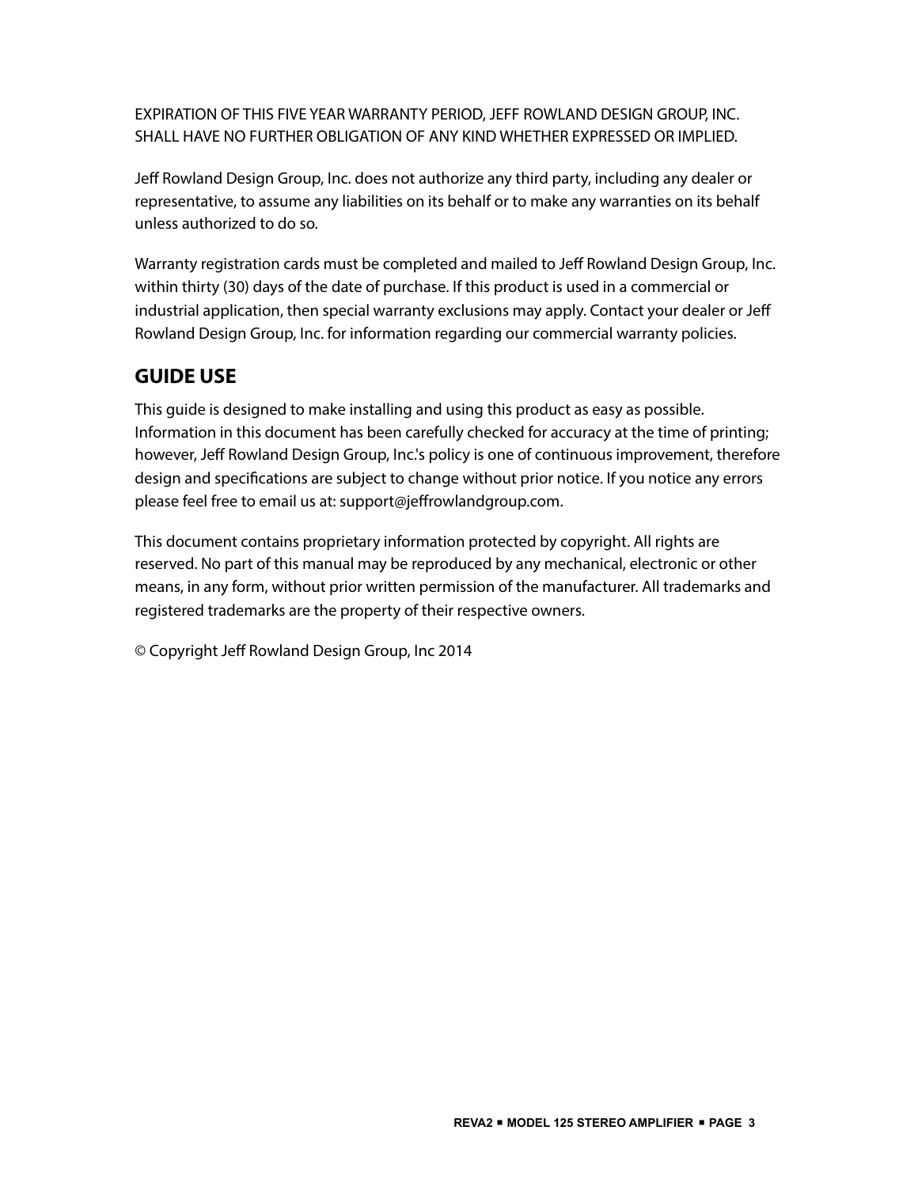EXPIRATION OF THIS FIVE YEAR WARRANTY PERIOD, JEFF ROWLAND DESIGN GROUP, INC. SHALL HAVE NO FURTHER OBLIGATION OF ANY KIND WHETHER EXPRESSED OR IMPLIED.

Jeff Rowland Design Group, Inc. does not authorize any third party, including any dealer or representative, to assume any liabilities on its behalf or to make any warranties on its behalf unless authorized to do so.

Warranty registration cards must be completed and mailed to Jeff Rowland Design Group, Inc. within thirty (30) days of the date of purchase. If this product is used in a commercial or industrial application, then special warranty exclusions may apply. Contact your dealer or Jeff Rowland Design Group, Inc. for information regarding our commercial warranty policies.

## GUIDE USE

This guide is designed to make installing and using this product as easy as possible. Information in this document has been carefully checked for accuracy at the time of printing; however, Jeff Rowland Design Group, Inc.'s policy is one of continuous improvement, therefore design and specifications are subject to change without prior notice. If you notice any errors please feel free to email us at: support@jeffrowlandgroup.com.

This document contains proprietary information protected by copyright. All rights are reserved. No part of this manual may be reproduced by any mechanical, electronic or other means, in any form, without prior written permission of the manufacturer. All trademarks and registered trademarks are the property of their respective owners.

© Copyright Jeff Rowland Design Group, Inc 2014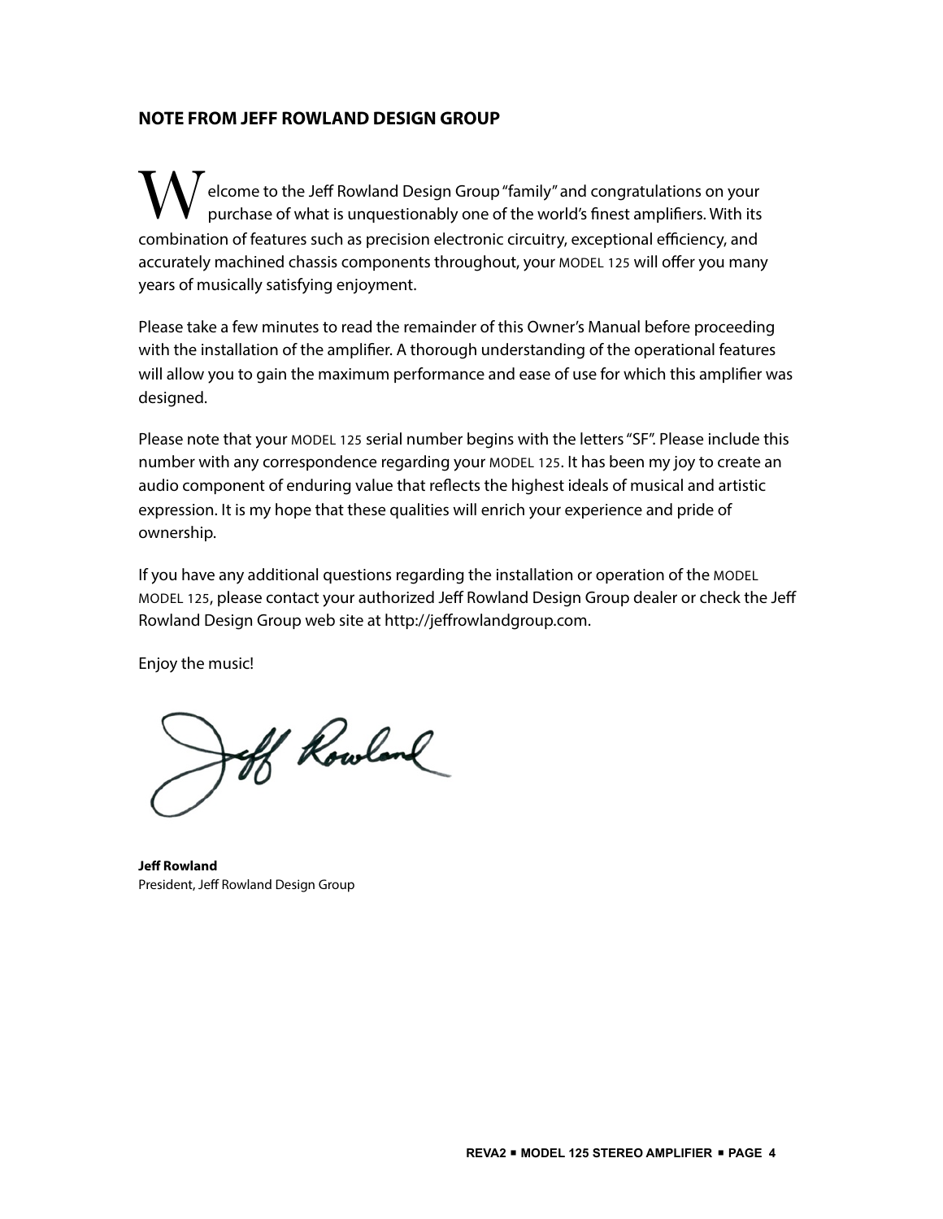## NOTE FROM JEFF ROWLAND DESIGN GROUP

Welcome to the Jeff Rowland Design Group "family" and congratulations on your purchase of what is unquestionably one of the world's finest amplifiers. With its combination of features such as precision electronic circuitry, exceptional efficiency, and accurately machined chassis components throughout, your MODEL 125 will offer you many years of musically satisfying enjoyment.

Please take a few minutes to read the remainder of this Owner's Manual before proceeding with the installation of the amplifier. A thorough understanding of the operational features will allow you to gain the maximum performance and ease of use for which this amplifier was designed.

Please note that your MODEL 125 serial number begins with the letters "SF". Please include this number with any correspondence regarding your MODEL 125. It has been my joy to create an audio component of enduring value that reflects the highest ideals of musical and artistic expression. It is my hope that these qualities will enrich your experience and pride of ownership.

If you have any additional questions regarding the installation or operation of the MODEL MODEL 125, please contact your authorized Jeff Rowland Design Group dealer or check the Jeff Rowland Design Group web site at http://jeffrowlandgroup.com.

Enjoy the music!

**Jeff Rowland**
President, Jeff Rowland Design Group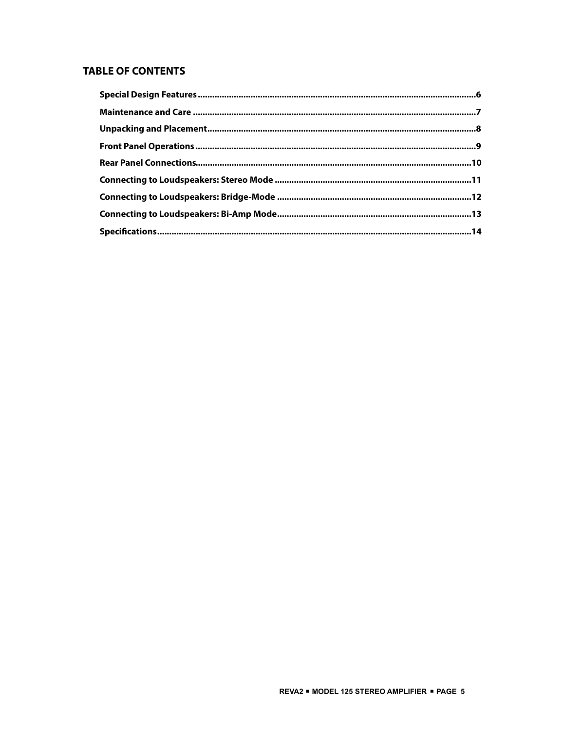## TABLE OF CONTENTS

**Special Design Features** ......................................................................................................6

**Maintenance and Care** .........................................................................................................7

**Unpacking and Placement** ....................................................................................................8

**Front Panel Operations** ........................................................................................................9

**Rear Panel Connections** ......................................................................................................10

**Connecting to Loudspeakers: Stereo Mode** ......................................................................11

**Connecting to Loudspeakers: Bridge-Mode** ......................................................................12

**Connecting to Loudspeakers: Bi-Amp Mode** ....................................................................13

**Specifications** ......................................................................................................................14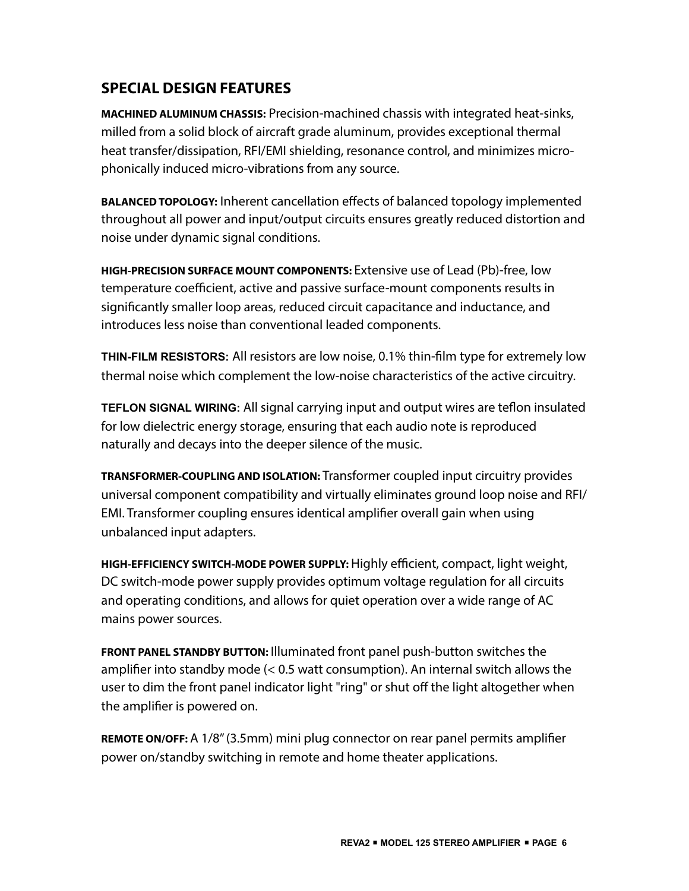## SPECIAL DESIGN FEATURES

**MACHINED ALUMINUM CHASSIS:** Precision-machined chassis with integrated heat-sinks, milled from a solid block of aircraft grade aluminum, provides exceptional thermal heat transfer/dissipation, RFI/EMI shielding, resonance control, and minimizes micro-phonically induced micro-vibrations from any source.

**BALANCED TOPOLOGY:** Inherent cancellation effects of balanced topology implemented throughout all power and input/output circuits ensures greatly reduced distortion and noise under dynamic signal conditions.

**HIGH-PRECISION SURFACE MOUNT COMPONENTS:** Extensive use of Lead (Pb)-free, low temperature coefficient, active and passive surface-mount components results in significantly smaller loop areas, reduced circuit capacitance and inductance, and introduces less noise than conventional leaded components.

**THIN-FILM RESISTORS:** All resistors are low noise, 0.1% thin-film type for extremely low thermal noise which complement the low-noise characteristics of the active circuitry.

**TEFLON SIGNAL WIRING:** All signal carrying input and output wires are teflon insulated for low dielectric energy storage, ensuring that each audio note is reproduced naturally and decays into the deeper silence of the music.

**TRANSFORMER-COUPLING AND ISOLATION:** Transformer coupled input circuitry provides universal component compatibility and virtually eliminates ground loop noise and RFI/EMI. Transformer coupling ensures identical amplifier overall gain when using unbalanced input adapters.

**HIGH-EFFICIENCY SWITCH-MODE POWER SUPPLY:** Highly efficient, compact, light weight, DC switch-mode power supply provides optimum voltage regulation for all circuits and operating conditions, and allows for quiet operation over a wide range of AC mains power sources.

**FRONT PANEL STANDBY BUTTON:** Illuminated front panel push-button switches the amplifier into standby mode (< 0.5 watt consumption). An internal switch allows the user to dim the front panel indicator light "ring" or shut off the light altogether when the amplifier is powered on.

**REMOTE ON/OFF:** A 1/8" (3.5mm) mini plug connector on rear panel permits amplifier power on/standby switching in remote and home theater applications.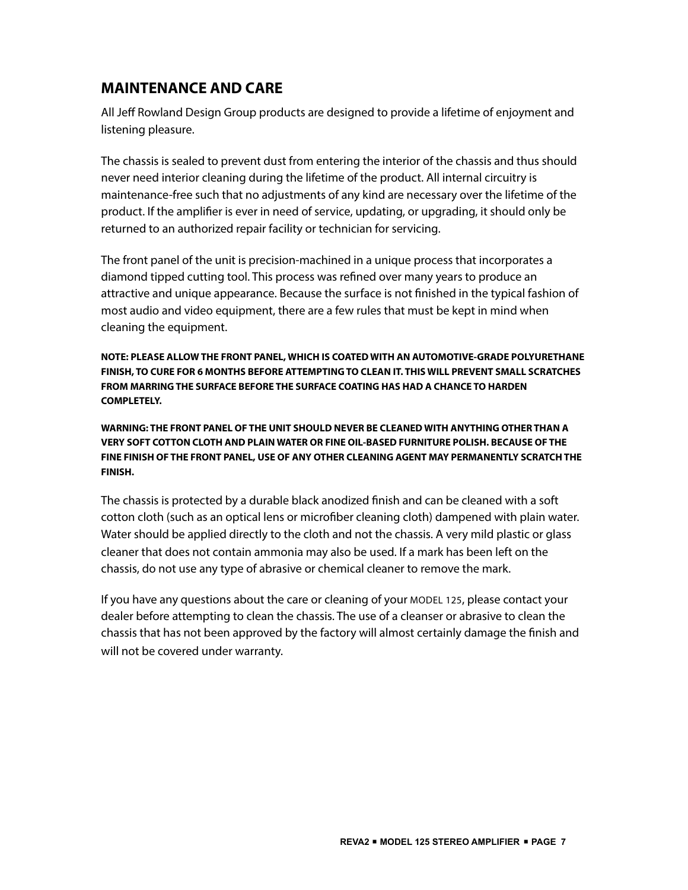## MAINTENANCE AND CARE

All Jeff Rowland Design Group products are designed to provide a lifetime of enjoyment and listening pleasure.

The chassis is sealed to prevent dust from entering the interior of the chassis and thus should never need interior cleaning during the lifetime of the product. All internal circuitry is maintenance-free such that no adjustments of any kind are necessary over the lifetime of the product. If the amplifier is ever in need of service, updating, or upgrading, it should only be returned to an authorized repair facility or technician for servicing.

The front panel of the unit is precision-machined in a unique process that incorporates a diamond tipped cutting tool. This process was refined over many years to produce an attractive and unique appearance. Because the surface is not finished in the typical fashion of most audio and video equipment, there are a few rules that must be kept in mind when cleaning the equipment.

**NOTE: PLEASE ALLOW THE FRONT PANEL, WHICH IS COATED WITH AN AUTOMOTIVE-GRADE POLYURETHANE FINISH, TO CURE FOR 6 MONTHS BEFORE ATTEMPTING TO CLEAN IT. THIS WILL PREVENT SMALL SCRATCHES FROM MARRING THE SURFACE BEFORE THE SURFACE COATING HAS HAD A CHANCE TO HARDEN COMPLETELY.**

**WARNING: THE FRONT PANEL OF THE UNIT SHOULD NEVER BE CLEANED WITH ANYTHING OTHER THAN A VERY SOFT COTTON CLOTH AND PLAIN WATER OR FINE OIL-BASED FURNITURE POLISH. BECAUSE OF THE FINE FINISH OF THE FRONT PANEL, USE OF ANY OTHER CLEANING AGENT MAY PERMANENTLY SCRATCH THE FINISH.**

The chassis is protected by a durable black anodized finish and can be cleaned with a soft cotton cloth (such as an optical lens or microfiber cleaning cloth) dampened with plain water. Water should be applied directly to the cloth and not the chassis. A very mild plastic or glass cleaner that does not contain ammonia may also be used. If a mark has been left on the chassis, do not use any type of abrasive or chemical cleaner to remove the mark.

If you have any questions about the care or cleaning of your MODEL 125, please contact your dealer before attempting to clean the chassis. The use of a cleanser or abrasive to clean the chassis that has not been approved by the factory will almost certainly damage the finish and will not be covered under warranty.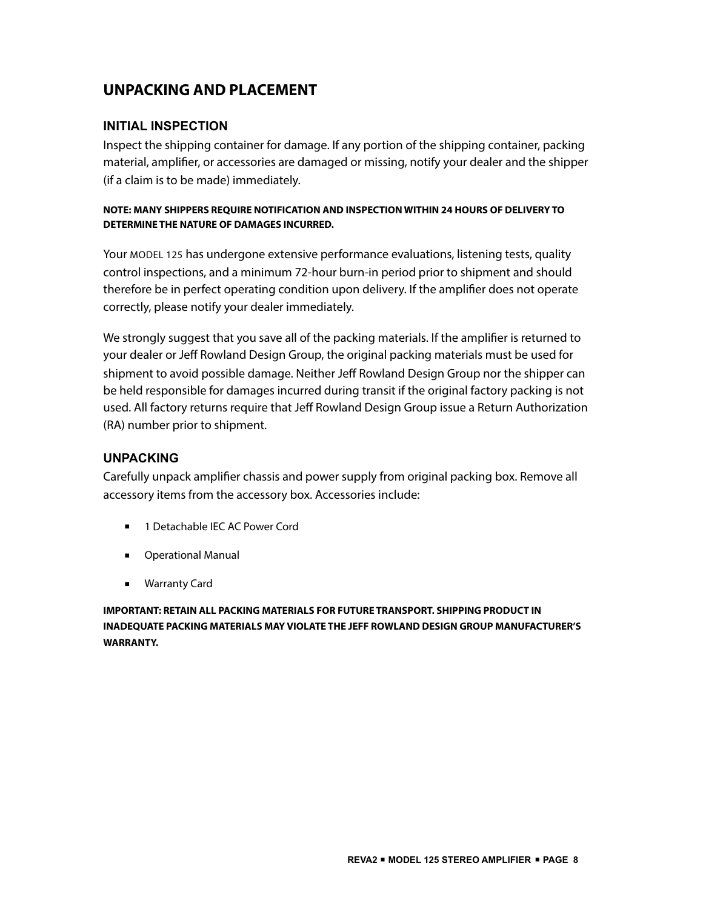# UNPACKING AND PLACEMENT

## INITIAL INSPECTION

Inspect the shipping container for damage. If any portion of the shipping container, packing material, amplifier, or accessories are damaged or missing, notify your dealer and the shipper (if a claim is to be made) immediately.

**NOTE: MANY SHIPPERS REQUIRE NOTIFICATION AND INSPECTION WITHIN 24 HOURS OF DELIVERY TO DETERMINE THE NATURE OF DAMAGES INCURRED.**

Your MODEL 125 has undergone extensive performance evaluations, listening tests, quality control inspections, and a minimum 72-hour burn-in period prior to shipment and should therefore be in perfect operating condition upon delivery. If the amplifier does not operate correctly, please notify your dealer immediately.

We strongly suggest that you save all of the packing materials. If the amplifier is returned to your dealer or Jeff Rowland Design Group, the original packing materials must be used for shipment to avoid possible damage. Neither Jeff Rowland Design Group nor the shipper can be held responsible for damages incurred during transit if the original factory packing is not used. All factory returns require that Jeff Rowland Design Group issue a Return Authorization (RA) number prior to shipment.

## UNPACKING

Carefully unpack amplifier chassis and power supply from original packing box. Remove all accessory items from the accessory box. Accessories include:

- 1 Detachable IEC AC Power Cord
- Operational Manual
- Warranty Card

**IMPORTANT: RETAIN ALL PACKING MATERIALS FOR FUTURE TRANSPORT. SHIPPING PRODUCT IN INADEQUATE PACKING MATERIALS MAY VIOLATE THE JEFF ROWLAND DESIGN GROUP MANUFACTURER'S WARRANTY.**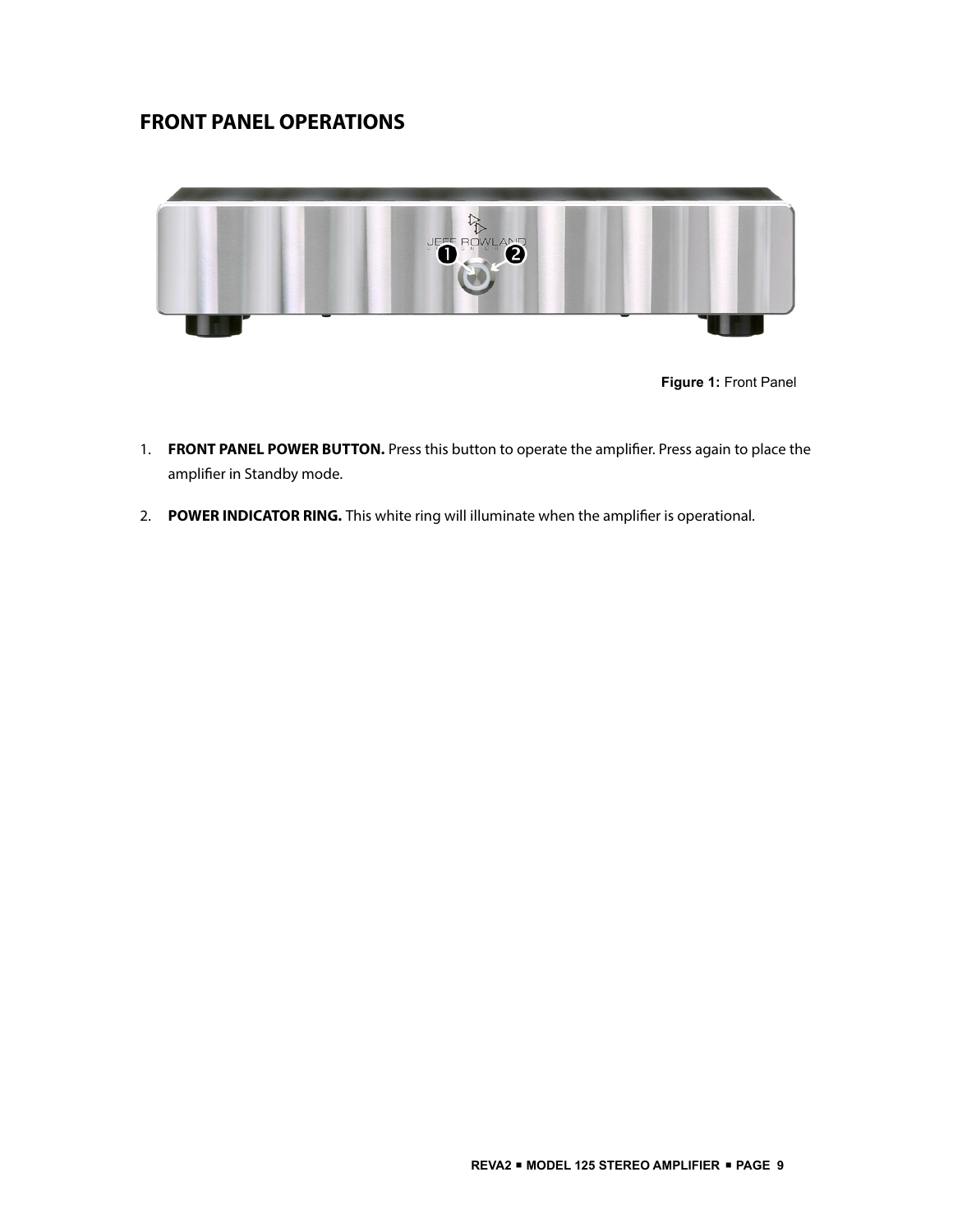# FRONT PANEL OPERATIONS

Figure 1: Front Panel

1. **FRONT PANEL POWER BUTTON.** Press this button to operate the amplifier. Press again to place the amplifier in Standby mode.
2. **POWER INDICATOR RING.** This white ring will illuminate when the amplifier is operational.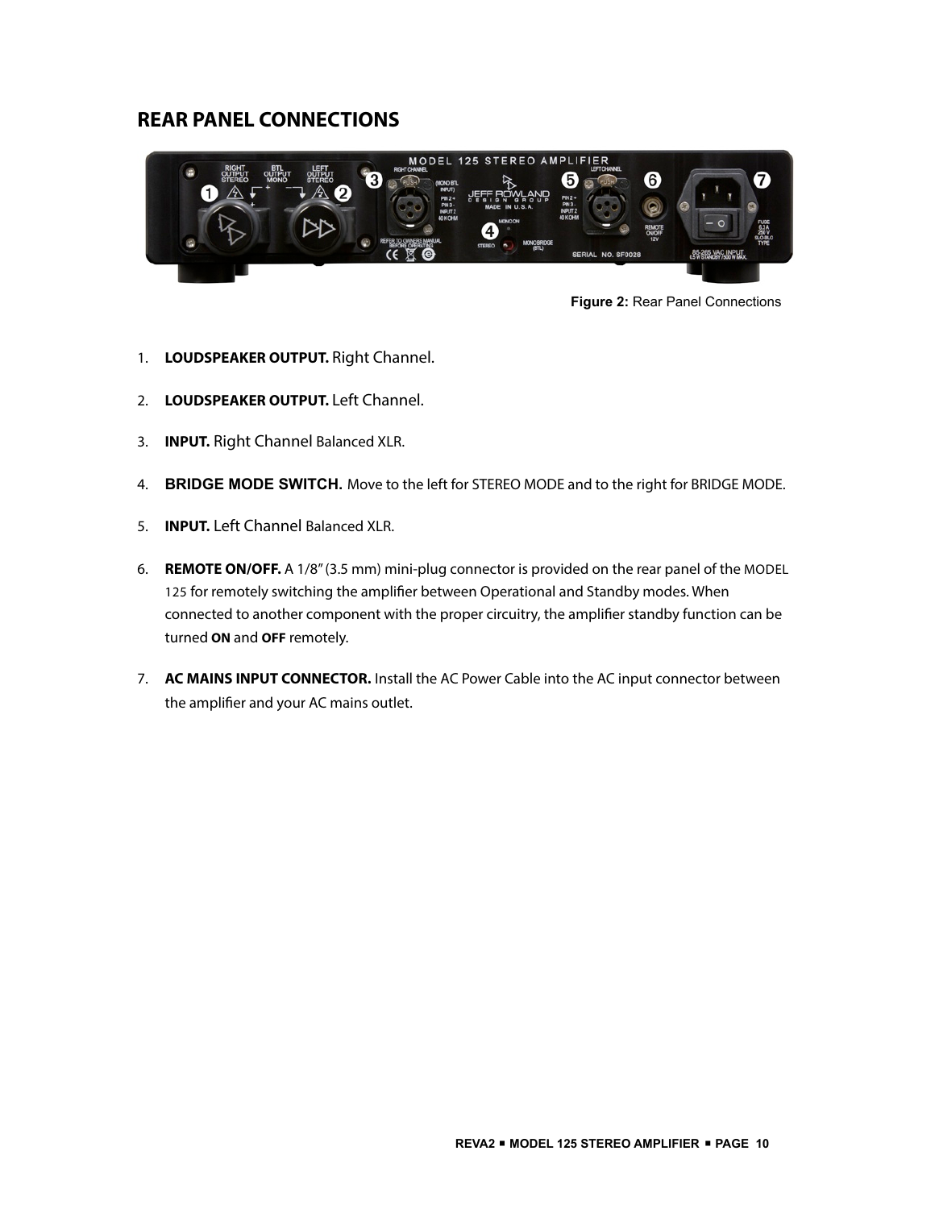## REAR PANEL CONNECTIONS

**Figure 2:** Rear Panel Connections

1. **LOUDSPEAKER OUTPUT.** Right Channel.
2. **LOUDSPEAKER OUTPUT.** Left Channel.
3. **INPUT.** Right Channel Balanced XLR.
4. **BRIDGE MODE SWITCH.** Move to the left for STEREO MODE and to the right for BRIDGE MODE.
5. **INPUT.** Left Channel Balanced XLR.
6. **REMOTE ON/OFF.** A 1/8″ (3.5 mm) mini-plug connector is provided on the rear panel of the MODEL 125 for remotely switching the amplifier between Operational and Standby modes. When connected to another component with the proper circuitry, the amplifier standby function can be turned **ON** and **OFF** remotely.
7. **AC MAINS INPUT CONNECTOR.** Install the AC Power Cable into the AC input connector between the amplifier and your AC mains outlet.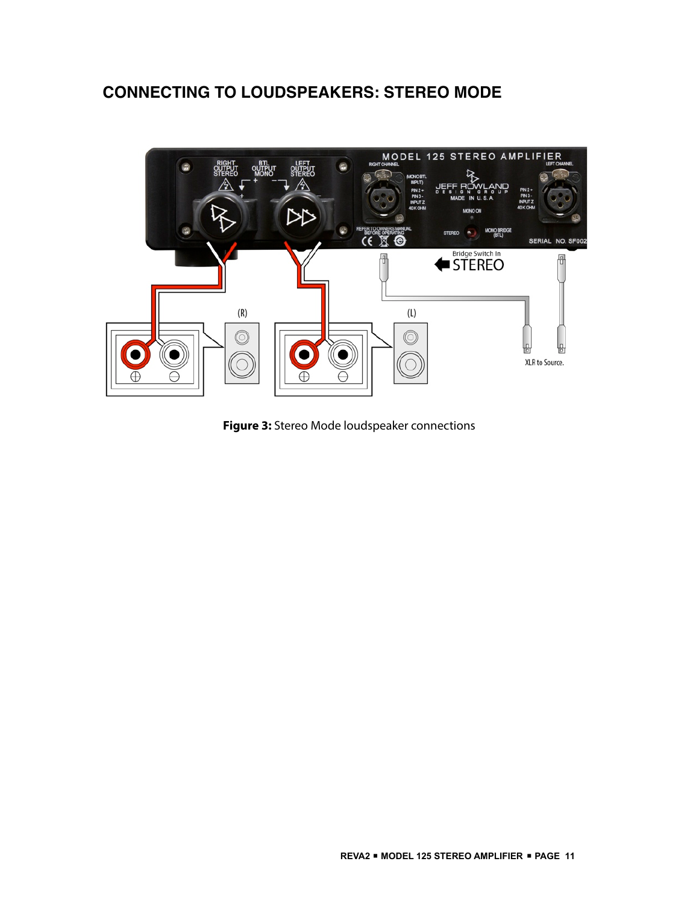## CONNECTING TO LOUDSPEAKERS: STEREO MODE

MODEL 125 STEREO AMPLIFIER

RIGHT OUTPUT STEREO

BTL OUTPUT MONO

LEFT OUTPUT STEREO

RIGHT CHANNEL

LEFT CHANNEL

(MONO BTL INPUT)

PIN 2 +
PIN 3 -
INPUT Z
40K OHM

JEFF ROWLAND DESIGN GROUP

MADE IN U.S.A.

MONO ON

STEREO

MONO BRIDGE (BTL)

REFER TO OWNERS MANUAL BEFORE OPERATING

SERIAL NO. SF002

Bridge Switch In

STEREO

(R)

(L)

XLR to Source.

**Figure 3:** Stereo Mode loudspeaker connections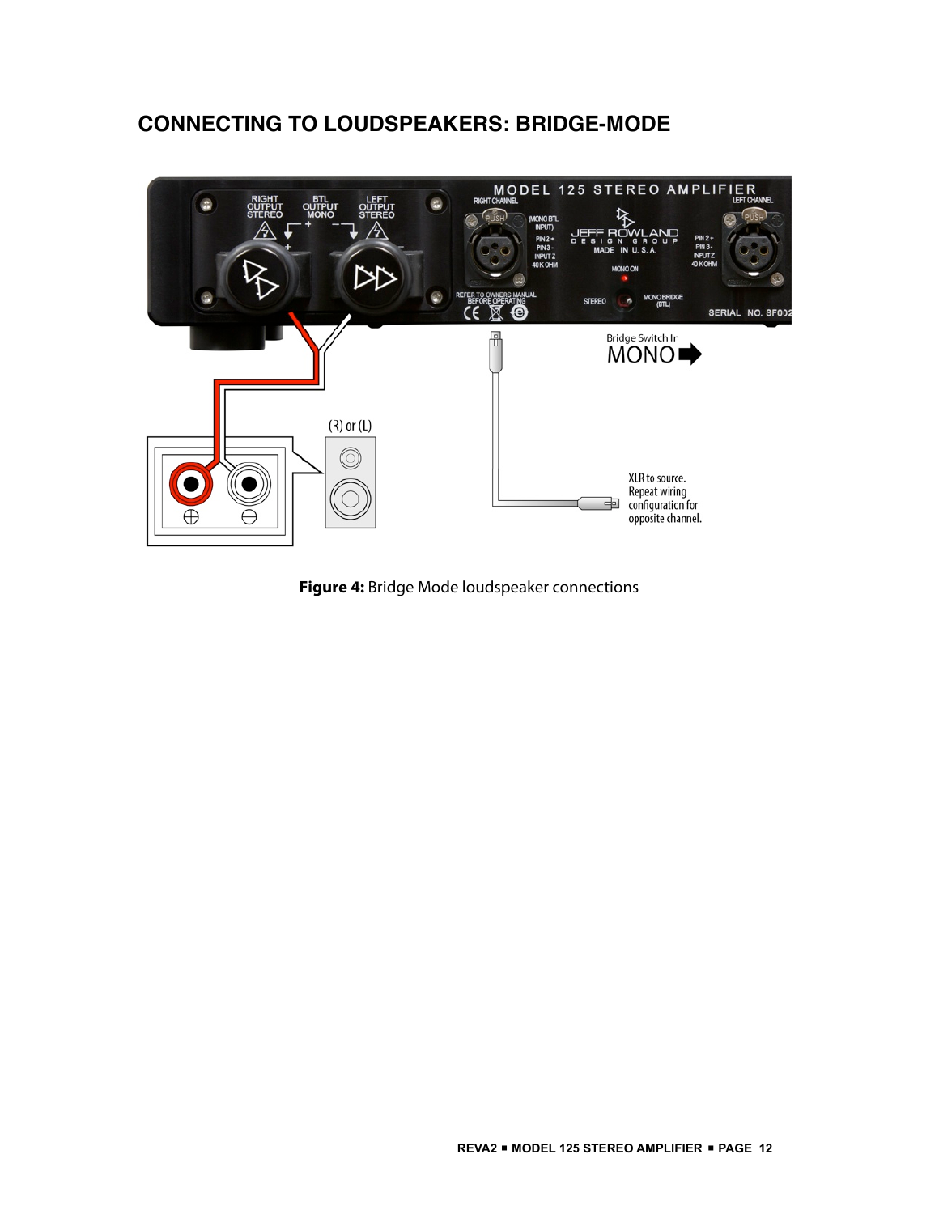## CONNECTING TO LOUDSPEAKERS: BRIDGE-MODE

RIGHT OUTPUT STEREO

BTL OUTPUT MONO

LEFT OUTPUT STEREO

MODEL 125 STEREO AMPLIFIER

RIGHT CHANNEL

LEFT CHANNEL

(MONO BTL INPUT)

PIN 2 + PIN 3 - INPUT Z 40 K OHM

JEFF ROWLAND DESIGN GROUP MADE IN U.S.A.

MONO ON

STEREO

MONO BRIDGE (BTL)

REFER TO OWNERS MANUAL BEFORE OPERATING

SERIAL NO. SF002

Bridge Switch In MONO

(R) or (L)

XLR to source. Repeat wiring configuration for opposite channel.

**Figure 4:** Bridge Mode loudspeaker connections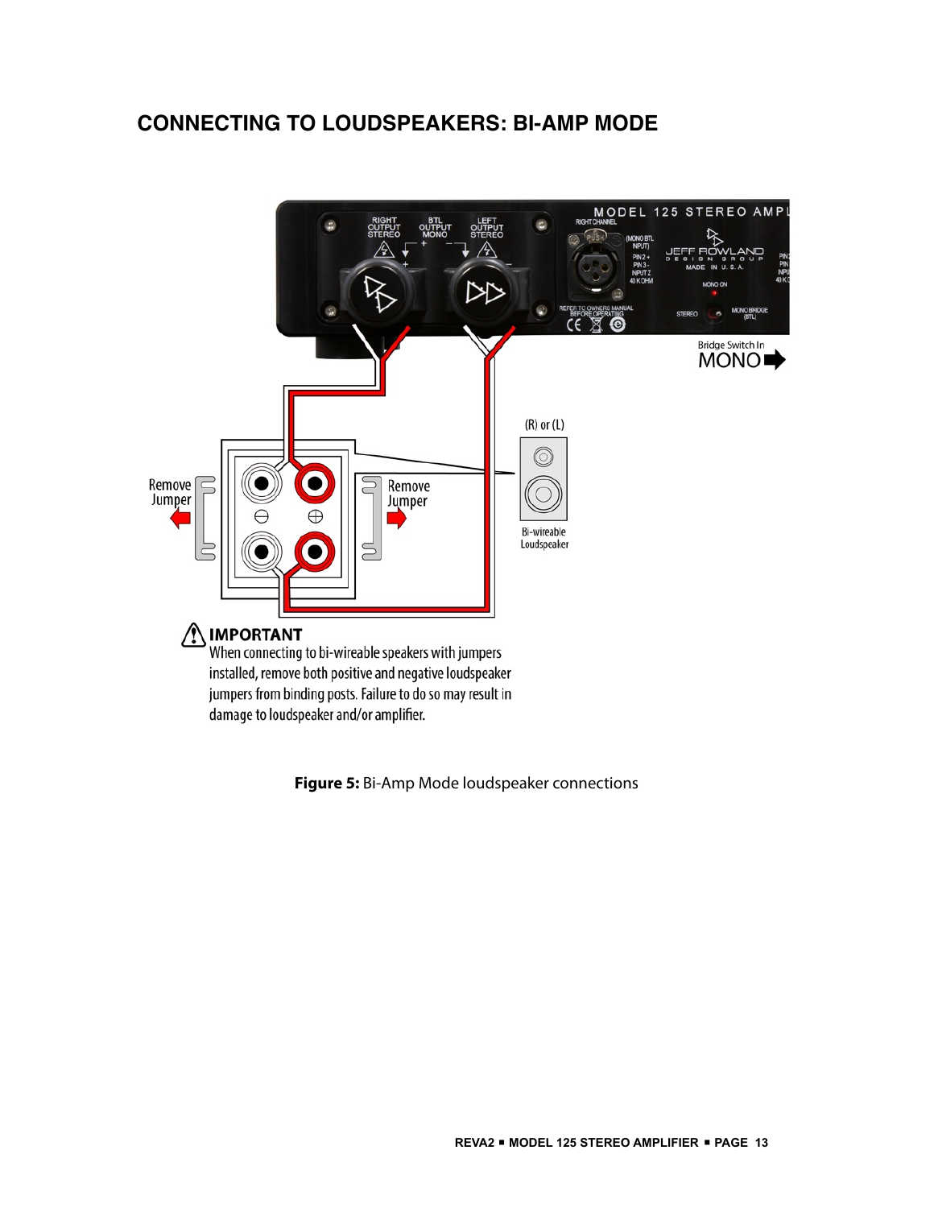## CONNECTING TO LOUDSPEAKERS: BI-AMP MODE

RIGHT OUTPUT STEREO

BTL OUTPUT MONO

LEFT OUTPUT STEREO

MODEL 125 STEREO AMPL

RIGHT CHANNEL

(MONO BTL INPUT)

PIN 2 +

PIN 3 -

INPUT Z

40 K OHM

JEFF ROWLAND DESIGN GROUP

MADE IN U. S. A.

MONO ON

STEREO

MONO BRIDGE (BTL)

REFER TO OWNERS MANUAL BEFORE OPERATING

Bridge Switch In

MONO

(R) or (L)

Remove Jumper

Remove Jumper

Bi-wireable Loudspeaker

**⚠ IMPORTANT**

When connecting to bi-wireable speakers with jumpers installed, remove both positive and negative loudspeaker jumpers from binding posts. Failure to do so may result in damage to loudspeaker and/or amplifier.

**Figure 5:** Bi-Amp Mode loudspeaker connections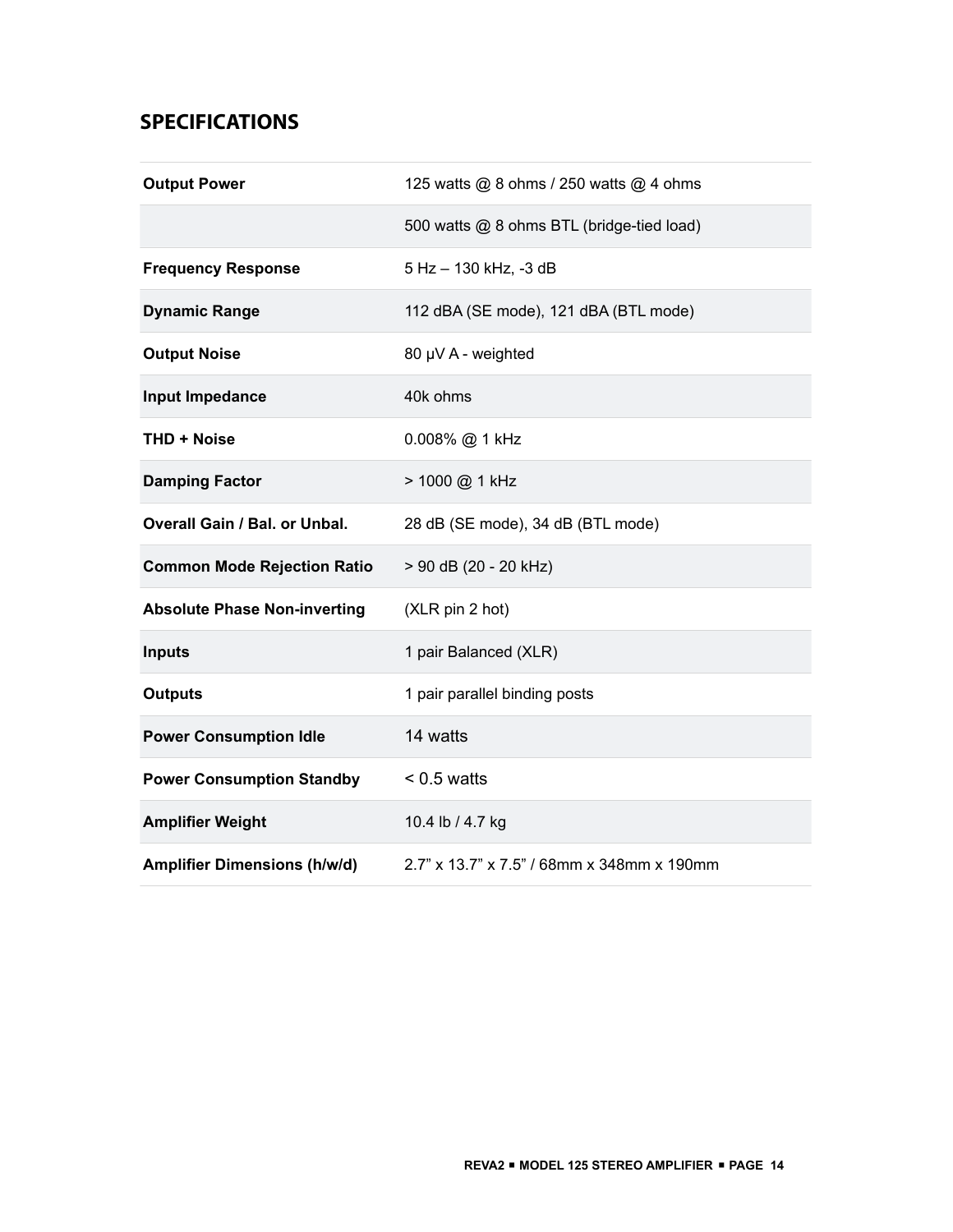## SPECIFICATIONS

| | |
|---|---|
| **Output Power** | 125 watts @ 8 ohms / 250 watts @ 4 ohms |
| | 500 watts @ 8 ohms BTL (bridge-tied load) |
| **Frequency Response** | 5 Hz – 130 kHz, -3 dB |
| **Dynamic Range** | 112 dBA (SE mode), 121 dBA (BTL mode) |
| **Output Noise** | 80 μV A - weighted |
| **Input Impedance** | 40k ohms |
| **THD + Noise** | 0.008% @ 1 kHz |
| **Damping Factor** | > 1000 @ 1 kHz |
| **Overall Gain / Bal. or Unbal.** | 28 dB (SE mode), 34 dB (BTL mode) |
| **Common Mode Rejection Ratio** | > 90 dB (20 - 20 kHz) |
| **Absolute Phase Non-inverting** | (XLR pin 2 hot) |
| **Inputs** | 1 pair Balanced (XLR) |
| **Outputs** | 1 pair parallel binding posts |
| **Power Consumption Idle** | 14 watts |
| **Power Consumption Standby** | < 0.5 watts |
| **Amplifier Weight** | 10.4 lb / 4.7 kg |
| **Amplifier Dimensions (h/w/d)** | 2.7” x 13.7” x 7.5” / 68mm x 348mm x 190mm |